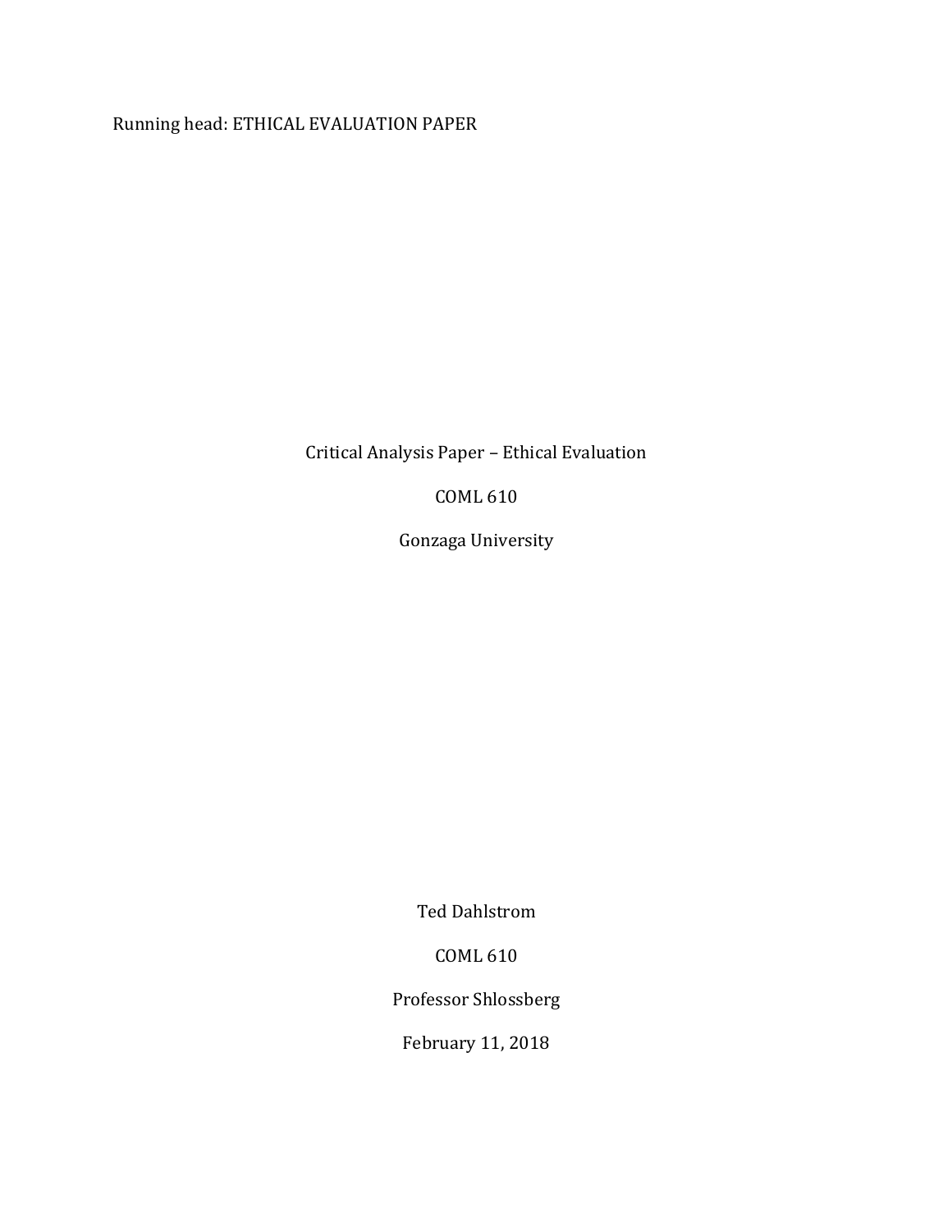Critical Analysis Paper – Ethical Evaluation

COML 610

Gonzaga University

Ted Dahlstrom

COML 610

Professor Shlossberg

February 11, 2018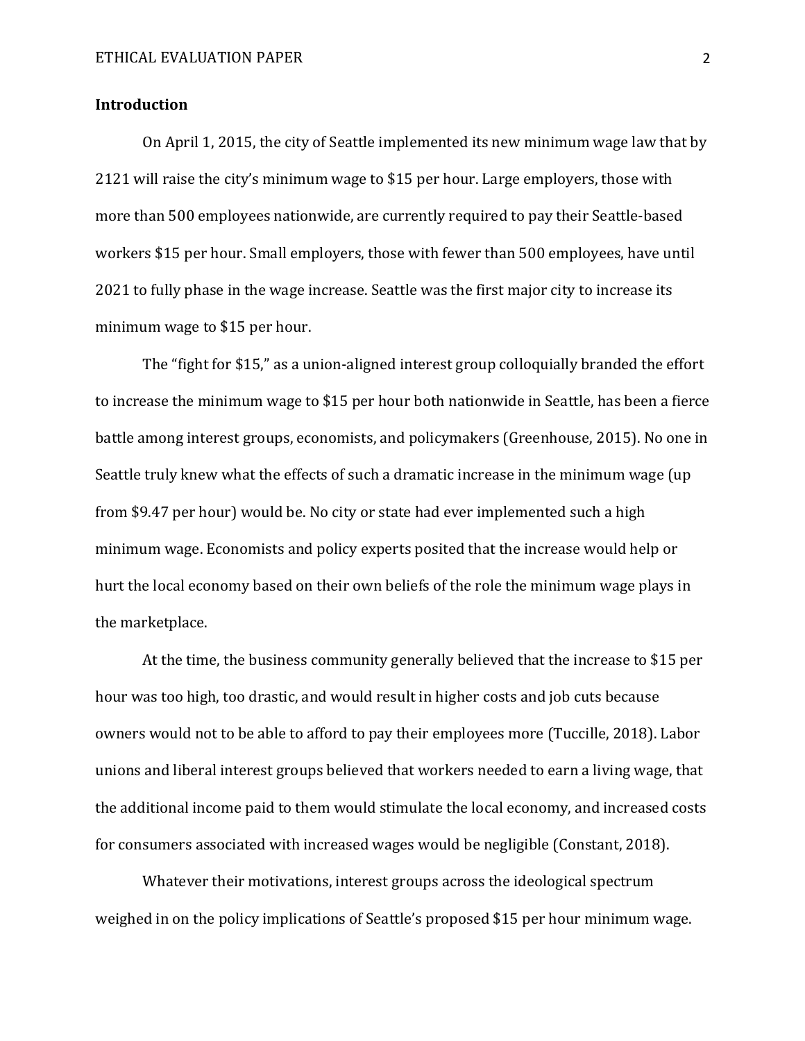## Introduction

On April 1, 2015, the city of Seattle implemented its new minimum wage law that by 2121 will raise the city's minimum wage to $15 per hour. Large employers, those with more than 500 employees nationwide, are currently required to pay their Seattle-based workers $15 per hour. Small employers, those with fewer than 500 employees, have until 2021 to fully phase in the wage increase. Seattle was the first major city to increase its minimum wage to $15 per hour.

The "fight for $15," as a union-aligned interest group colloquially branded the effort to increase the minimum wage to $15 per hour both nationwide in Seattle, has been a fierce battle among interest groups, economists, and policymakers (Greenhouse, 2015). No one in Seattle truly knew what the effects of such a dramatic increase in the minimum wage (up from $9.47 per hour) would be. No city or state had ever implemented such a high minimum wage. Economists and policy experts posited that the increase would help or hurt the local economy based on their own beliefs of the role the minimum wage plays in the marketplace.

At the time, the business community generally believed that the increase to $15 per hour was too high, too drastic, and would result in higher costs and job cuts because owners would not to be able to afford to pay their employees more (Tuccille, 2018). Labor unions and liberal interest groups believed that workers needed to earn a living wage, that the additional income paid to them would stimulate the local economy, and increased costs for consumers associated with increased wages would be negligible (Constant, 2018).

Whatever their motivations, interest groups across the ideological spectrum weighed in on the policy implications of Seattle's proposed $15 per hour minimum wage.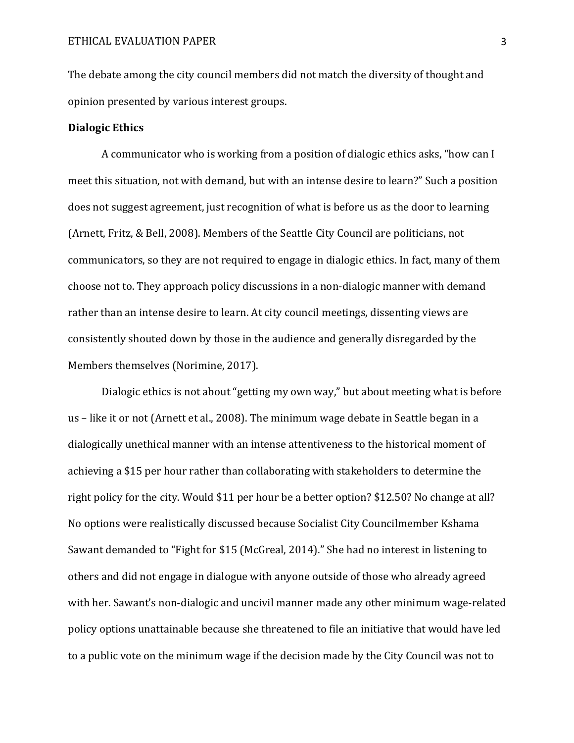The debate among the city council members did not match the diversity of thought and opinion presented by various interest groups.

**Dialogic Ethics**

A communicator who is working from a position of dialogic ethics asks, “how can I meet this situation, not with demand, but with an intense desire to learn?” Such a position does not suggest agreement, just recognition of what is before us as the door to learning (Arnett, Fritz, & Bell, 2008). Members of the Seattle City Council are politicians, not communicators, so they are not required to engage in dialogic ethics. In fact, many of them choose not to. They approach policy discussions in a non-dialogic manner with demand rather than an intense desire to learn. At city council meetings, dissenting views are consistently shouted down by those in the audience and generally disregarded by the Members themselves (Norimine, 2017).

Dialogic ethics is not about “getting my own way,” but about meeting what is before us – like it or not (Arnett et al., 2008). The minimum wage debate in Seattle began in a dialogically unethical manner with an intense attentiveness to the historical moment of achieving a $15 per hour rather than collaborating with stakeholders to determine the right policy for the city. Would $11 per hour be a better option? $12.50? No change at all? No options were realistically discussed because Socialist City Councilmember Kshama Sawant demanded to “Fight for $15 (McGreal, 2014).” She had no interest in listening to others and did not engage in dialogue with anyone outside of those who already agreed with her. Sawant’s non-dialogic and uncivil manner made any other minimum wage-related policy options unattainable because she threatened to file an initiative that would have led to a public vote on the minimum wage if the decision made by the City Council was not to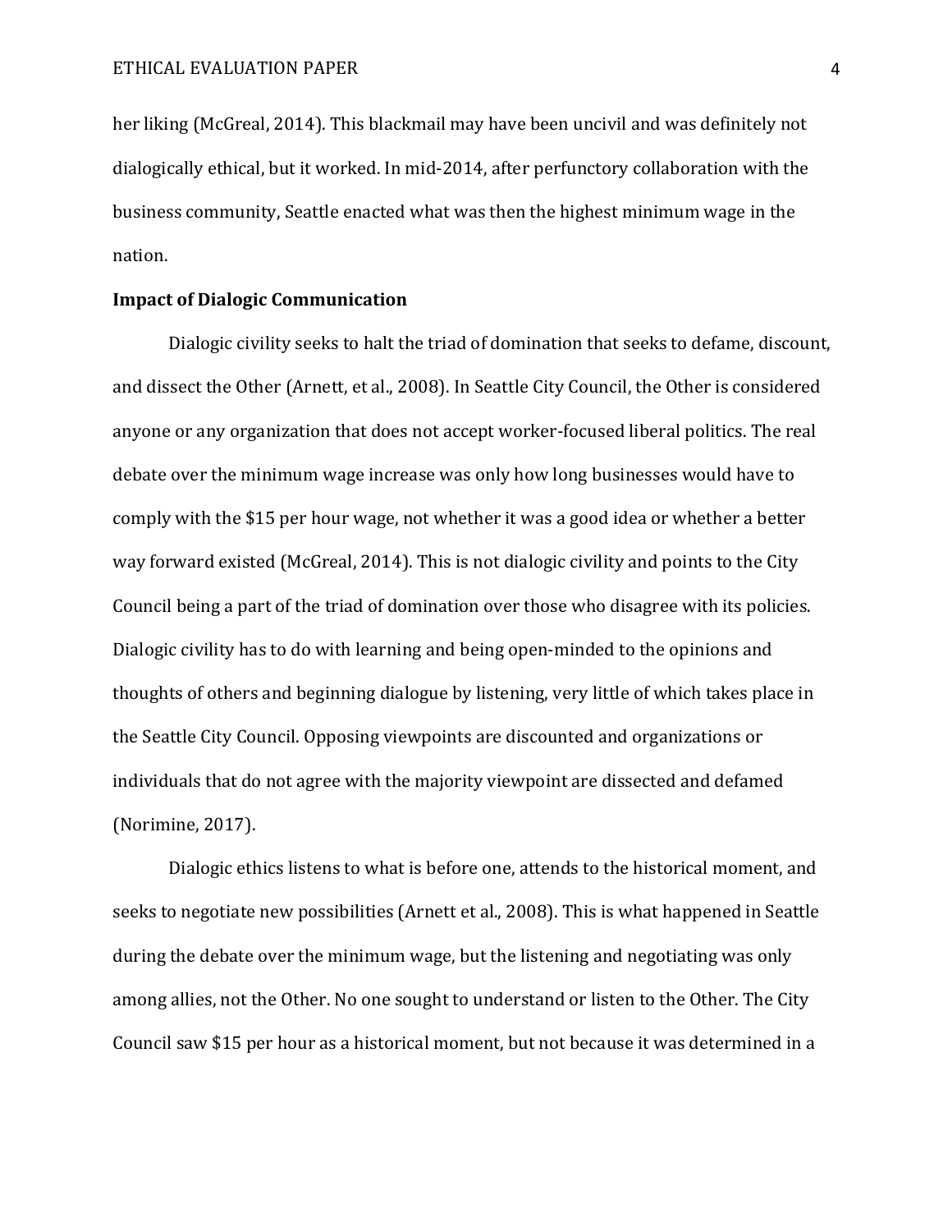her liking (McGreal, 2014). This blackmail may have been uncivil and was definitely not dialogically ethical, but it worked. In mid-2014, after perfunctory collaboration with the business community, Seattle enacted what was then the highest minimum wage in the nation.

**Impact of Dialogic Communication**

Dialogic civility seeks to halt the triad of domination that seeks to defame, discount, and dissect the Other (Arnett, et al., 2008). In Seattle City Council, the Other is considered anyone or any organization that does not accept worker-focused liberal politics. The real debate over the minimum wage increase was only how long businesses would have to comply with the $15 per hour wage, not whether it was a good idea or whether a better way forward existed (McGreal, 2014). This is not dialogic civility and points to the City Council being a part of the triad of domination over those who disagree with its policies. Dialogic civility has to do with learning and being open-minded to the opinions and thoughts of others and beginning dialogue by listening, very little of which takes place in the Seattle City Council. Opposing viewpoints are discounted and organizations or individuals that do not agree with the majority viewpoint are dissected and defamed (Norimine, 2017).

Dialogic ethics listens to what is before one, attends to the historical moment, and seeks to negotiate new possibilities (Arnett et al., 2008). This is what happened in Seattle during the debate over the minimum wage, but the listening and negotiating was only among allies, not the Other. No one sought to understand or listen to the Other. The City Council saw $15 per hour as a historical moment, but not because it was determined in a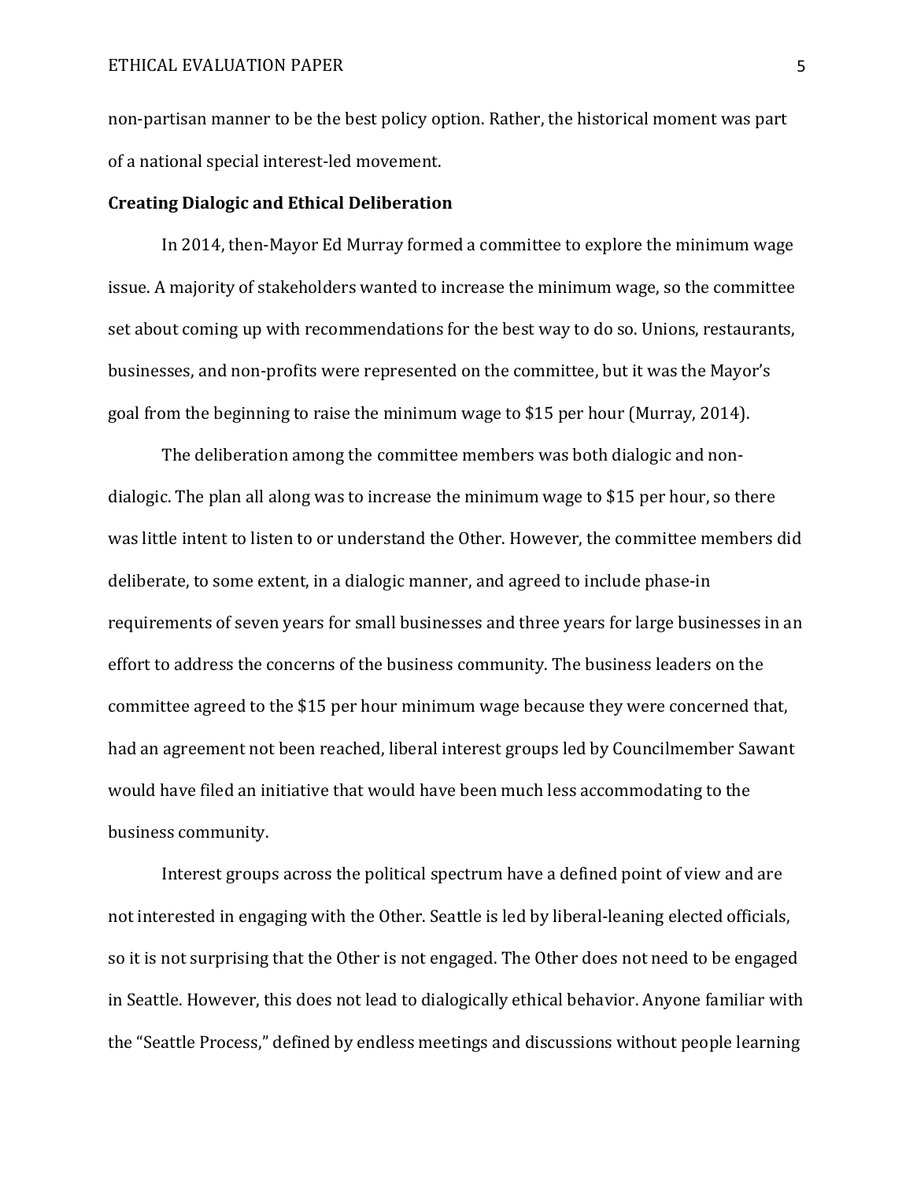non-partisan manner to be the best policy option. Rather, the historical moment was part of a national special interest-led movement.

**Creating Dialogic and Ethical Deliberation**

In 2014, then-Mayor Ed Murray formed a committee to explore the minimum wage issue. A majority of stakeholders wanted to increase the minimum wage, so the committee set about coming up with recommendations for the best way to do so. Unions, restaurants, businesses, and non-profits were represented on the committee, but it was the Mayor's goal from the beginning to raise the minimum wage to $15 per hour (Murray, 2014).

The deliberation among the committee members was both dialogic and non-dialogic. The plan all along was to increase the minimum wage to $15 per hour, so there was little intent to listen to or understand the Other. However, the committee members did deliberate, to some extent, in a dialogic manner, and agreed to include phase-in requirements of seven years for small businesses and three years for large businesses in an effort to address the concerns of the business community. The business leaders on the committee agreed to the $15 per hour minimum wage because they were concerned that, had an agreement not been reached, liberal interest groups led by Councilmember Sawant would have filed an initiative that would have been much less accommodating to the business community.

Interest groups across the political spectrum have a defined point of view and are not interested in engaging with the Other. Seattle is led by liberal-leaning elected officials, so it is not surprising that the Other is not engaged. The Other does not need to be engaged in Seattle. However, this does not lead to dialogically ethical behavior. Anyone familiar with the "Seattle Process," defined by endless meetings and discussions without people learning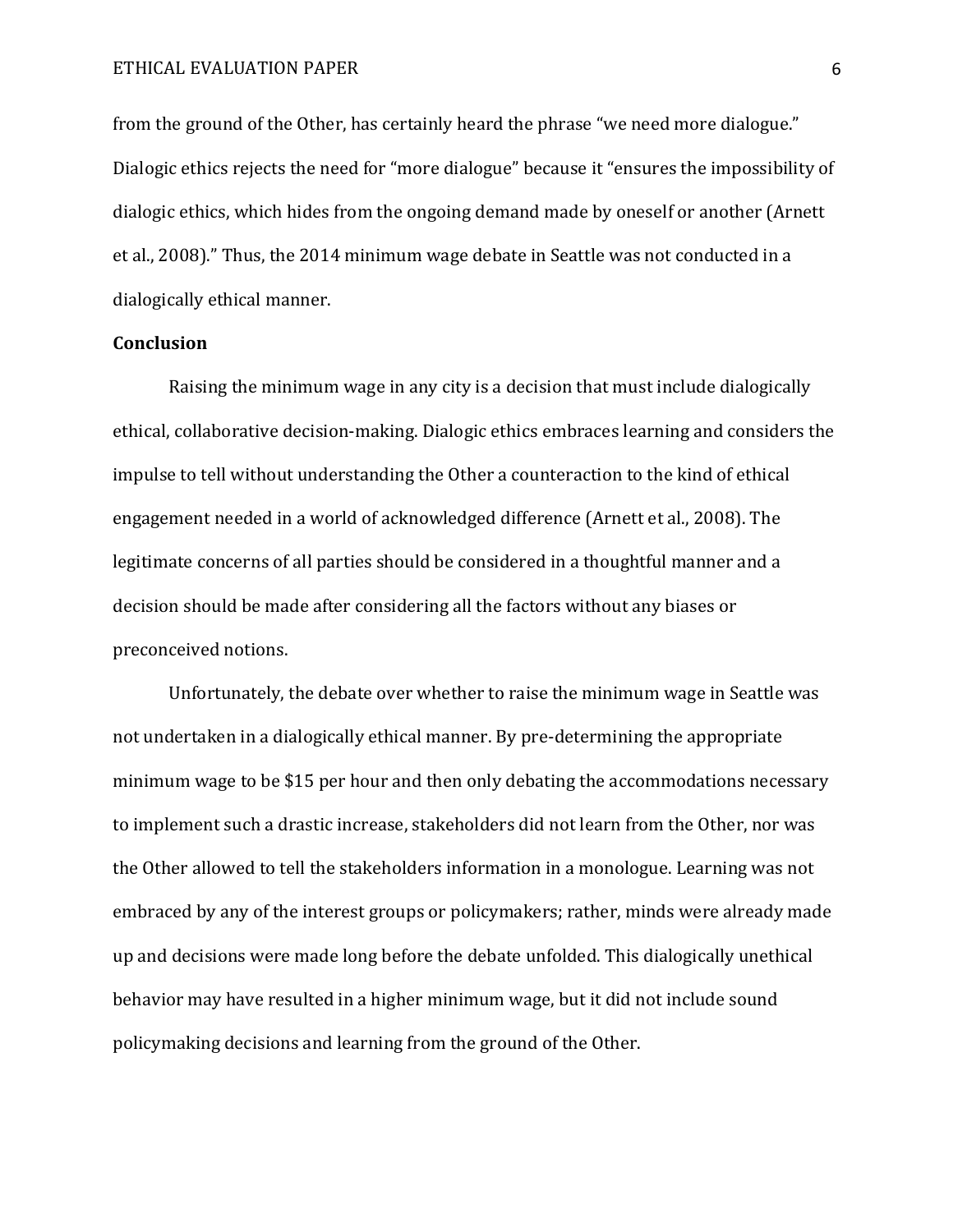from the ground of the Other, has certainly heard the phrase “we need more dialogue.” Dialogic ethics rejects the need for “more dialogue” because it “ensures the impossibility of dialogic ethics, which hides from the ongoing demand made by oneself or another (Arnett et al., 2008).” Thus, the 2014 minimum wage debate in Seattle was not conducted in a dialogically ethical manner.

**Conclusion**

Raising the minimum wage in any city is a decision that must include dialogically ethical, collaborative decision-making. Dialogic ethics embraces learning and considers the impulse to tell without understanding the Other a counteraction to the kind of ethical engagement needed in a world of acknowledged difference (Arnett et al., 2008). The legitimate concerns of all parties should be considered in a thoughtful manner and a decision should be made after considering all the factors without any biases or preconceived notions.

Unfortunately, the debate over whether to raise the minimum wage in Seattle was not undertaken in a dialogically ethical manner. By pre-determining the appropriate minimum wage to be $15 per hour and then only debating the accommodations necessary to implement such a drastic increase, stakeholders did not learn from the Other, nor was the Other allowed to tell the stakeholders information in a monologue. Learning was not embraced by any of the interest groups or policymakers; rather, minds were already made up and decisions were made long before the debate unfolded. This dialogically unethical behavior may have resulted in a higher minimum wage, but it did not include sound policymaking decisions and learning from the ground of the Other.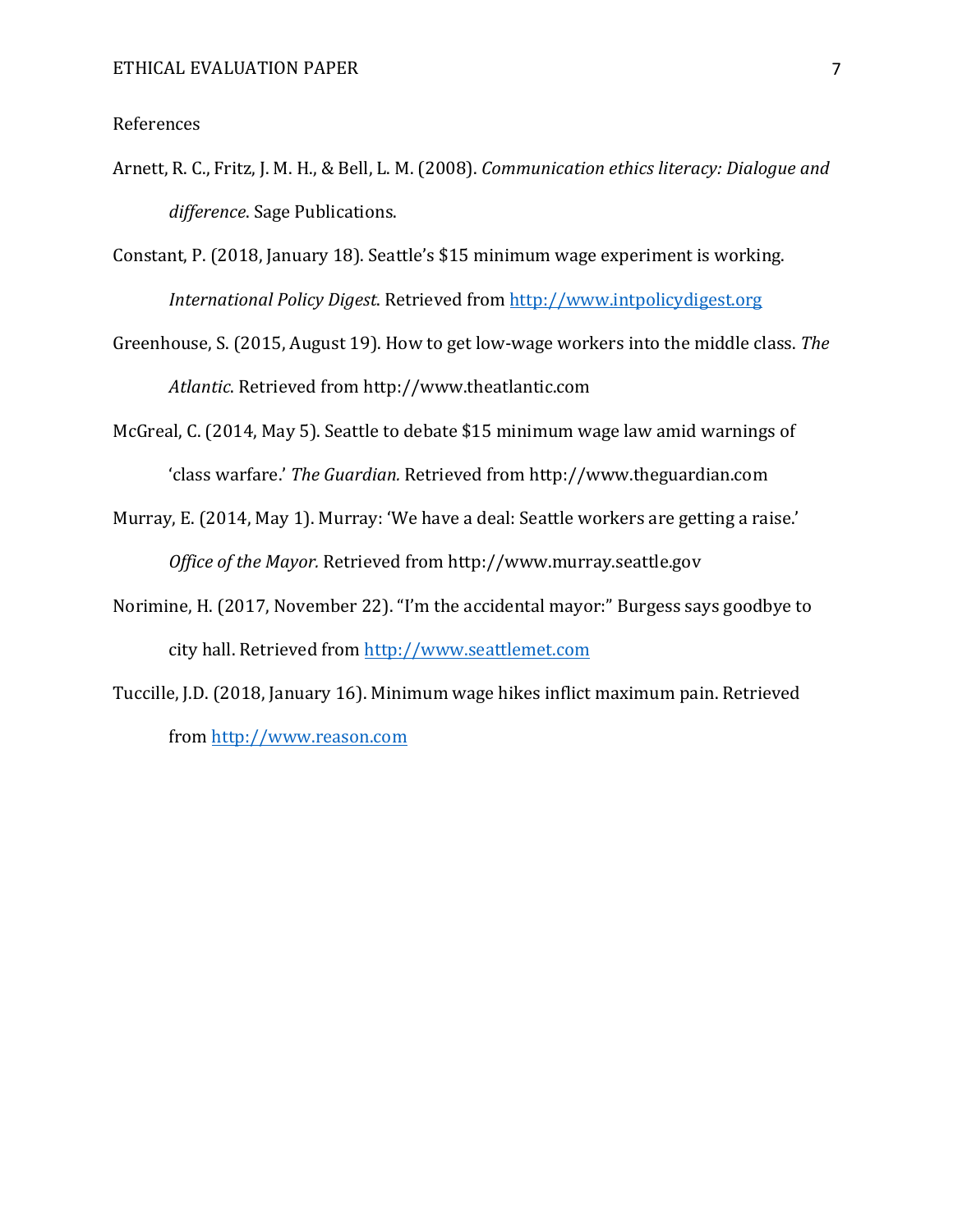References

Arnett, R. C., Fritz, J. M. H., & Bell, L. M. (2008). *Communication ethics literacy: Dialogue and difference*. Sage Publications.

Constant, P. (2018, January 18). Seattle's $15 minimum wage experiment is working. *International Policy Digest*. Retrieved from http://www.intpolicydigest.org

Greenhouse, S. (2015, August 19). How to get low-wage workers into the middle class. *The Atlantic*. Retrieved from http://www.theatlantic.com

McGreal, C. (2014, May 5). Seattle to debate $15 minimum wage law amid warnings of 'class warfare.' *The Guardian.* Retrieved from http://www.theguardian.com

Murray, E. (2014, May 1). Murray: 'We have a deal: Seattle workers are getting a raise.' *Office of the Mayor.* Retrieved from http://www.murray.seattle.gov

Norimine, H. (2017, November 22). "I'm the accidental mayor:" Burgess says goodbye to city hall. Retrieved from http://www.seattlemet.com

Tuccille, J.D. (2018, January 16). Minimum wage hikes inflict maximum pain. Retrieved from http://www.reason.com